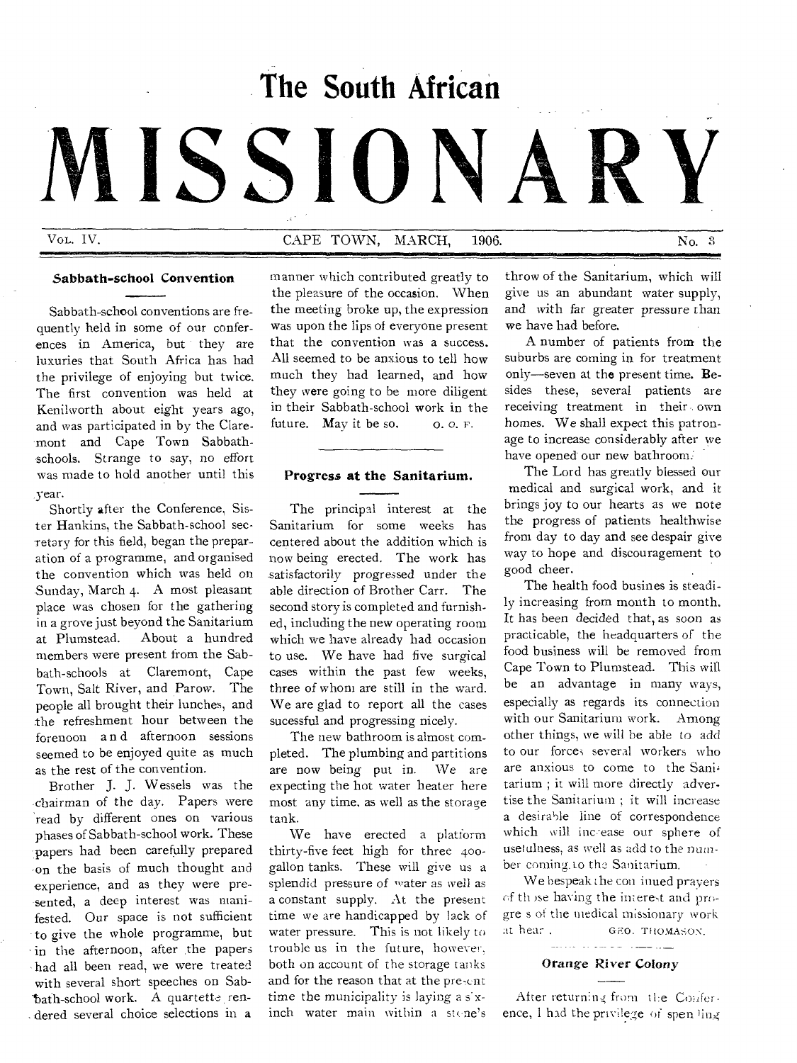# The South African MISSIONARY

Vol. IV. CAPE TOWN, MARCH, 1906. No. 3

## Sabbath-school Convention

Sabbath-school conventions are frequently held in some of our conferences in America, but they are luxuries that South Africa has had the privilege of enjoying but twice. The first convention was held at Kenilworth about eight years ago, and was participated in by the Claremont and Cape Town Sabbath-schools. Strange to say, no effort was made to hold another until this year.

Shortly after the Conference, Sister Hankins, the Sabbath-school secretary for this field, began the preparation of a programme, and organised the convention which was held on Sunday, March 4. A most pleasant place was chosen for the gathering in a grove just beyond the Sanitarium at Plumstead. About a hundred members were present from the Sabbath-schools at Claremont, Cape Town, Salt River, and Parow. The people all brought their lunches, and the refreshment hour between the forenoon and afternoon sessions seemed to be enjoyed quite as much as the rest of the convention.

Brother J. J. Wessels was the chairman of the day. Papers were read by different ones on various phases of Sabbath-school work. These papers had been carefully prepared on the basis of much thought and experience, and as they were presented, a deep interest was manifested. Our space is not sufficient to give the whole programme, but in the afternoon, after the papers had all been read, we were treated with several short speeches on Sabbath-school work. A quartette rendered several choice selections in a manner which contributed greatly to the pleasure of the occasion. When the meeting broke up, the expression was upon the lips of everyone present that the convention was a success. All seemed to be anxious to tell how much they had learned, and how they were going to be more diligent in their Sabbath-school work in the future. May it be so.

O. O. F.

## Progress at the Sanitarium.

The principal interest at the Sanitarium for some weeks has centered about the addition which is now being erected. The work has satisfactorily progressed under the able direction of Brother Carr. The second story is completed and furnished, including the new operating room which we have already had occasion to use. We have had five surgical cases within the past few weeks, three of whom are still in the ward. We are glad to report all the cases sucessful and progressing nicely.

The new bathroom is almost completed. The plumbing and partitions are now being put in. We are expecting the hot water heater here most any time, as well as the storage tank.

We have erected a platform thirty-five feet high for three 400-gallon tanks. These will give us a splendid pressure of water as well as a constant supply. At the present time we are handicapped by lack of water pressure. This is not likely to trouble us in the future, however, both on account of the storage tanks and for the reason that at the present time the municipality is laying a six-inch water main within a stone's throw of the Sanitarium, which will give us an abundant water supply, and with far greater pressure than we have had before.

A number of patients from the suburbs are coming in for treatment only—seven at the present time. Besides these, several patients are receiving treatment in their own homes. We shall expect this patronage to increase considerably after we have opened our new bathroom.

The Lord has greatly blessed our medical and surgical work, and it brings joy to our hearts as we note the progress of patients healthwise from day to day and see despair give way to hope and discouragement to good cheer.

The health food business is steadily increasing from month to month. It has been decided that, as soon as practicable, the headquarters of the food business will be removed from Cape Town to Plumstead. This will be an advantage in many ways, especially as regards its connection with our Sanitarium work. Among other things, we will be able to add to our forces several workers who are anxious to come to the Sanitarium; it will more directly advertise the Sanitarium; it will increase a desirable line of correspondence which will increase our sphere of usefulness, as well as add to the number coming to the Sanitarium.

We bespeak the continued prayers of those having the interest and progress of the medical missionary work at heart.

GEO. THOMASON.

## Orange River Colony

After returning from the Conference, I had the privilege of spending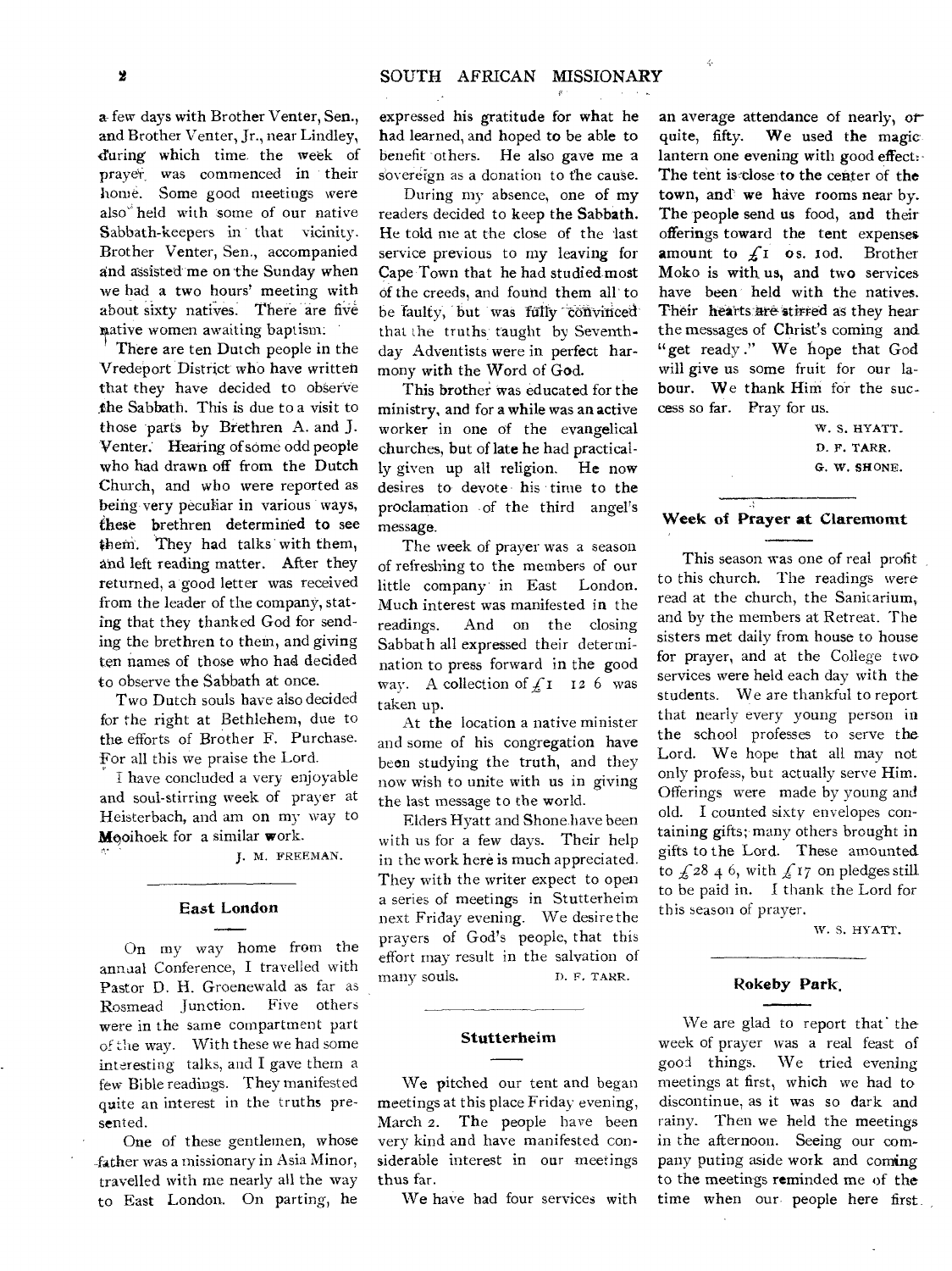a few days with Brother Venter, Sen., and Brother Venter, Jr., near Lindley, during which time the week of prayer was commenced in their home. Some good meetings were also held with some of our native Sabbath-keepers in that vicinity. Brother Venter, Sen., accompanied and assisted me on the Sunday when we had a two hours' meeting with about sixty natives. There are five native women awaiting baptism.

There are ten Dutch people in the Vredeport District who have written that they have decided to observe the Sabbath. This is due to a visit to those parts by Brethren A. and J. Venter. Hearing of some odd people who had drawn off from the Dutch Church, and who were reported as being very peculiar in various ways, these brethren determined to see them. They had talks with them, and left reading matter. After they returned, a good letter was received from the leader of the company, stating that they thanked God for sending the brethren to them, and giving ten names of those who had decided to observe the Sabbath at once.

Two Dutch souls have also decided for the right at Bethlehem, due to the efforts of Brother F. Purchase. For all this we praise the Lord.

I have concluded a very enjoyable and soul-stirring week of prayer at Heisterbach, and am on my way to Mooihoek for a similar work.

J. M. FREEMAN.

### East London

On my way home from the annual Conference, I travelled with Pastor D. H. Groenewald as far as Rosmead Junction. Five others were in the same compartment part of the way. With these we had some interesting talks, and I gave them a few Bible readings. They manifested quite an interest in the truths presented.

One of these gentlemen, whose father was a missionary in Asia Minor, travelled with me nearly all the way to East London. On parting, he expressed his gratitude for what he had learned, and hoped to be able to benefit others. He also gave me a sovereign as a donation to the cause.

During my absence, one of my readers decided to keep the Sabbath. He told me at the close of the last service previous to my leaving for Cape Town that he had studied most of the creeds, and found them all to be faulty, but was fully convinced that the truths taught by Seventh-day Adventists were in perfect harmony with the Word of God.

This brother was educated for the ministry, and for a while was an active worker in one of the evangelical churches, but of late he had practically given up all religion. He now desires to devote his time to the proclamation of the third angel's message.

The week of prayer was a season of refreshing to the members of our little company in East London. Much interest was manifested in the readings. And on the closing Sabbath all expressed their determination to press forward in the good way. A collection of £1 12 6 was taken up.

At the location a native minister and some of his congregation have been studying the truth, and they now wish to unite with us in giving the last message to the world.

Elders Hyatt and Shone have been with us for a few days. Their help in the work here is much appreciated. They with the writer expect to open a series of meetings in Stutterheim next Friday evening. We desire the prayers of God's people, that this effort may result in the salvation of many souls.

D. F. TARR.

### Stutterheim

We pitched our tent and began meetings at this place Friday evening, March 2. The people have been very kind and have manifested considerable interest in our meetings thus far.

We have had four services with an average attendance of nearly, or quite, fifty. We used the magic lantern one evening with good effect. The tent is close to the center of the town, and we have rooms near by. The people send us food, and their offerings toward the tent expenses amount to £1 0s. 10d. Brother Moko is with us, and two services have been held with the natives. Their hearts are stirred as they hear the messages of Christ's coming and "get ready." We hope that God will give us some fruit for our labour. We thank Him for the success so far. Pray for us.

W. S. HYATT.
D. F. TARR.
G. W. SHONE.

### Week of Prayer at Claremomt

This season was one of real profit to this church. The readings were read at the church, the Sanitarium, and by the members at Retreat. The sisters met daily from house to house for prayer, and at the College two services were held each day with the students. We are thankful to report that nearly every young person in the school professes to serve the Lord. We hope that all may not only profess, but actually serve Him. Offerings were made by young and old. I counted sixty envelopes containing gifts; many others brought in gifts to the Lord. These amounted to £28 4 6, with £17 on pledges still to be paid in. I thank the Lord for this season of prayer.

W. S. HYATT.

### Rokeby Park.

We are glad to report that the week of prayer was a real feast of good things. We tried evening meetings at first, which we had to discontinue, as it was so dark and rainy. Then we held the meetings in the afternoon. Seeing our company puting aside work and coming to the meetings reminded me of the time when our people here first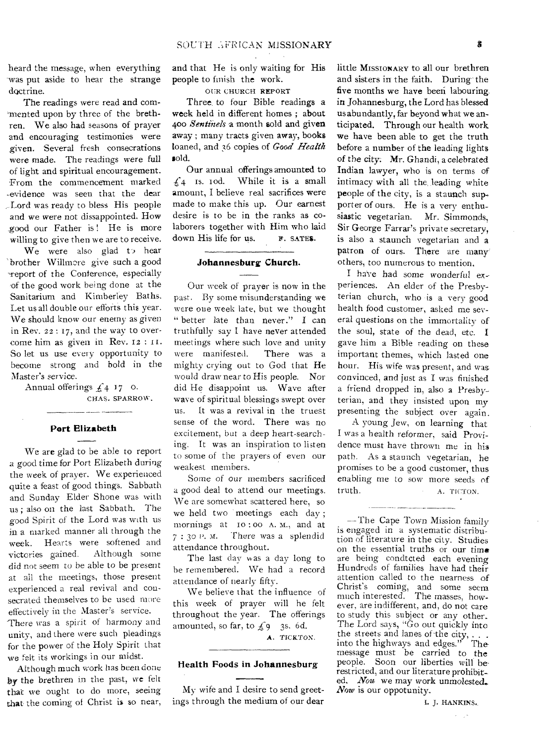heard the message, when everything was put aside to hear the strange doctrine.

The readings were read and commented upon by three of the brethren. We also had seasons of prayer and encouraging testimonies were given. Several fresh consecrations were made. The readings were full of light and spiritual encouragement. From the commencement marked evidence was seen that the dear Lord was ready to bless His people and we were not dissappointed. How good our Father is! He is more willing to give then we are to receive.

We were also glad to hear brother Willmore give such a good report of the Conference, especially of the good work being done at the Sanitarium and Kimberley Baths. Let us all double our efforts this year. We should know our enemy as given in Rev. 22 : 17, and the way to overcome him as given in Rev. 12 : 11. So let us use every opportunity to become strong and bold in the Master's service.

Annual offerings £4 17 0.

CHAS. SPARROW.

### Port Elizabeth

We are glad to be able to report a good time for Port Elizabeth during the week of prayer. We experienced quite a feast of good things. Sabbath and Sunday Elder Shone was with us; also on the last Sabbath. The good Spirit of the Lord was with us in a marked manner all through the week. Hearts were softened and victories gained. Although some did not seem to be able to be present at all the meetings, those present experienced a real revival and consecrated themselves to be used more effectively in the Master's service. There was a spirit of harmony and unity, and there were such pleadings for the power of the Holy Spirit that we felt its workings in our midst.

Although much work has been done by the brethren in the past, we felt that we ought to do more, seeing that the coming of Christ is so near, and that He is only waiting for His people to finish the work.

OUR CHURCH REPORT

Three to four Bible readings a week held in different homes; about 400 *Sentinels* a month sold and given away; many tracts given away, books loaned, and 36 copies of *Good Health* sold.

Our annual offerings amounted to £4 1s. 10d. While it is a small amount, I believe real sacrifices were made to make this up. Our earnest desire is to be in the ranks as co-laborers together with Him who laid down His life for us.

F. SATES.

### Johannesburg Church.

Our week of prayer is now in the past. By some misunderstanding we were one week late, but we thought "better late than never." I can truthfully say I have never attended meetings where such love and unity were manifested. There was a mighty crying out to God that He would draw near to His people. Nor did He disappoint us. Wave after wave of spiritual blessings swept over us. It was a revival in the truest sense of the word. There was no excitement, but a deep heart-searching. It was an inspiration to listen to some of the prayers of even our weakest members.

Some of our members sacrificed a good deal to attend our meetings. We are somewhat scattered here, so we held two meetings each day; mornings at 10 : 00 A. M., and at 7 : 30 P. M. There was a splendid attendance throughout.

The last day was a day long to be remembered. We had a record attendance of nearly fifty.

We believe that the influence of this week of prayer will be felt throughout the year. The offerings amounted, so far, to £9 3s. 6d.

A. TICKTON.

### Health Foods in Johannesburg

My wife and I desire to send greetings through the medium of our dear little MISSIONARY to all our brethren and sisters in the faith. During the five months we have been labouring in Johannesburg, the Lord has blessed us abundantly, far beyond what we anticipated. Through our health work we have been able to get the truth before a number of the leading lights of the city. Mr. Ghandi, a celebrated Indian lawyer, who is on terms of intimacy with all the leading white people of the city, is a staunch supporter of ours. He is a very enthusiastic vegetarian. Mr. Simmonds, Sir George Farrar's private secretary, is also a staunch vegetarian and a patron of ours. There are many others, too numerous to mention.

I have had some wonderful experiences. An elder of the Presbyterian church, who is a very good health food customer, asked me several questions on the immortality of the soul, state of the dead, etc. I gave him a Bible reading on these important themes, which lasted one hour. His wife was present, and was convinced, and just as I was finished a friend dropped in, also a Presbyterian, and they insisted upon my presenting the subject over again.

A young Jew, on learning that I was a health reformer, said Providence must have thrown me in his path. As a staunch vegetarian, he promises to be a good customer, thus enabling me to sow more seeds of truth.

A. TICTON.

—The Cape Town Mission family is engaged in a systematic distribution of literature in the city. Studies on the essential truths or our time are being condtcted each evening Hundreds of families have had their attention called to the nearness of Christ's coming, and some seem much interested. The masses, however, are indifferent, and, do not care to study this subject or any other. The Lord says, "Go out quickly into the streets and lanes of the city, . . . into the highways and edges." The message must be carried to the people. Soon our liberties will be restricted, and our literature prohibited. *Now* we may work unmolested. *Now* is our oppotunity.

I. J. HANKINS.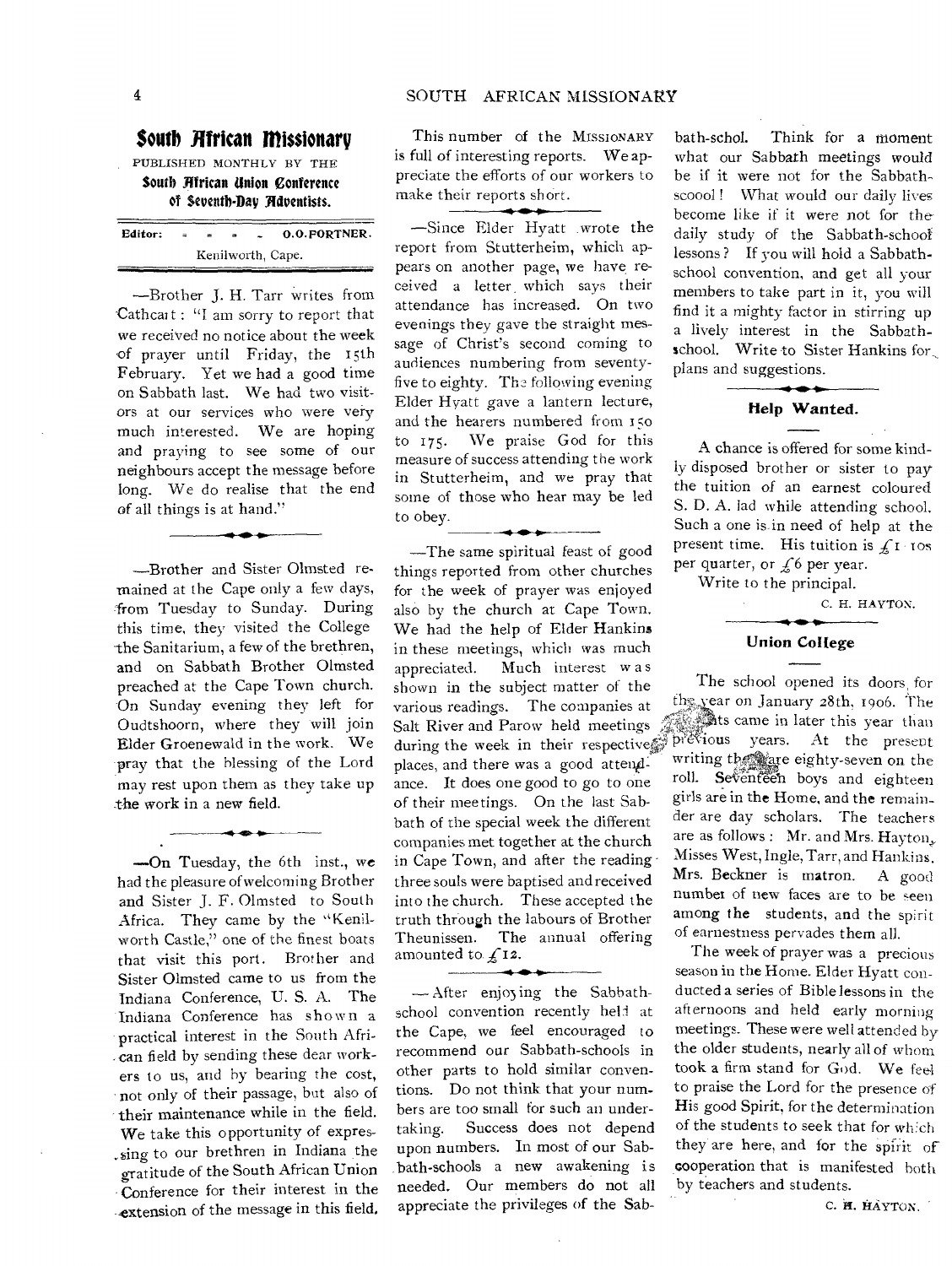# South African Missionary

PUBLISHED MONTHLY BY THE

**South African Union Conference of Seventh-Day Adventists.**

**Editor:** O. O. FORTNER.

Kenilworth, Cape.

—Brother J. H. Tarr writes from Cathcart: "I am sorry to report that we received no notice about the week of prayer until Friday, the 15th February. Yet we had a good time on Sabbath last. We had two visitors at our services who were very much interested. We are hoping and praying to see some of our neighbours accept the message before long. We do realise that the end of all things is at hand."

—Brother and Sister Olmsted remained at the Cape only a few days, from Tuesday to Sunday. During this time, they visited the College the Sanitarium, a few of the brethren, and on Sabbath Brother Olmsted preached at the Cape Town church. On Sunday evening they left for Oudtshoorn, where they will join Elder Groenewald in the work. We pray that the blessing of the Lord may rest upon them as they take up the work in a new field.

—On Tuesday, the 6th inst., we had the pleasure of welcoming Brother and Sister J. F. Olmsted to South Africa. They came by the "Kenilworth Castle," one of the finest boats that visit this port. Brother and Sister Olmsted came to us from the Indiana Conference, U. S. A. The Indiana Conference has shown a practical interest in the South African field by sending these dear workers to us, and by bearing the cost, not only of their passage, but also of their maintenance while in the field. We take this opportunity of expressing to our brethren in Indiana the gratitude of the South African Union Conference for their interest in the extension of the message in this field.

This number of the MISSIONARY is full of interesting reports. We appreciate the efforts of our workers to make their reports short.

—Since Elder Hyatt wrote the report from Stutterheim, which appears on another page, we have received a letter which says their attendance has increased. On two evenings they gave the straight message of Christ's second coming to audiences numbering from seventy-five to eighty. The following evening Elder Hyatt gave a lantern lecture, and the hearers numbered from 150 to 175. We praise God for this measure of success attending the work in Stutterheim, and we pray that some of those who hear may be led to obey.

—The same spiritual feast of good things reported from other churches for the week of prayer was enjoyed also by the church at Cape Town. We had the help of Elder Hankins in these meetings, which was much appreciated. Much interest was shown in the subject matter of the various readings. The companies at Salt River and Parow held meetings during the week in their respective places, and there was a good attendance. It does one good to go to one of their meetings. On the last Sabbath of the special week the different companies met together at the church in Cape Town, and after the reading three souls were baptised and received into the church. These accepted the truth through the labours of Brother Theunissen. The annual offering amounted to £12.

—After enjoying the Sabbath-school convention recently held at the Cape, we feel encouraged to recommend our Sabbath-schools in other parts to hold similar conventions. Do not think that your numbers are too small for such an undertaking. Success does not depend upon numbers. In most of our Sabbath-schools a new awakening is needed. Our members do not all appreciate the privileges of the Sabbath-schol. Think for a moment what our Sabbath meetings would be if it were not for the Sabbath-scoool! What would our daily lives become like if it were not for the daily study of the Sabbath-school lessons? If you will hold a Sabbath-school convention, and get all your members to take part in it, you will find it a mighty factor in stirring up a lively interest in the Sabbath-school. Write to Sister Hankins for plans and suggestions.

### Help Wanted.

A chance is offered for some kindly disposed brother or sister to pay the tuition of an earnest coloured S. D. A. lad while attending school. Such a one is in need of help at the present time. His tuition is £1 10s per quarter, or £6 per year.

Write to the principal.

C. H. HAYTON.

### Union College

The school opened its doors for the year on January 28th, 1906. The students came in later this year than previous years. At the present writing there are eighty-seven on the roll. Seventeen boys and eighteen girls are in the Home, and the remainder are day scholars. The teachers are as follows: Mr. and Mrs. Hayton, Misses West, Ingle, Tarr, and Hankins. Mrs. Beckner is matron. A good number of new faces are to be seen among the students, and the spirit of earnestness pervades them all.

The week of prayer was a precious season in the Home. Elder Hyatt conducted a series of Bible lessons in the afternoons and held early morning meetings. These were well attended by the older students, nearly all of whom took a firm stand for God. We feel to praise the Lord for the presence of His good Spirit, for the determination of the students to seek that for which they are here, and for the spirit of cooperation that is manifested both by teachers and students.

C. H. HAYTON.